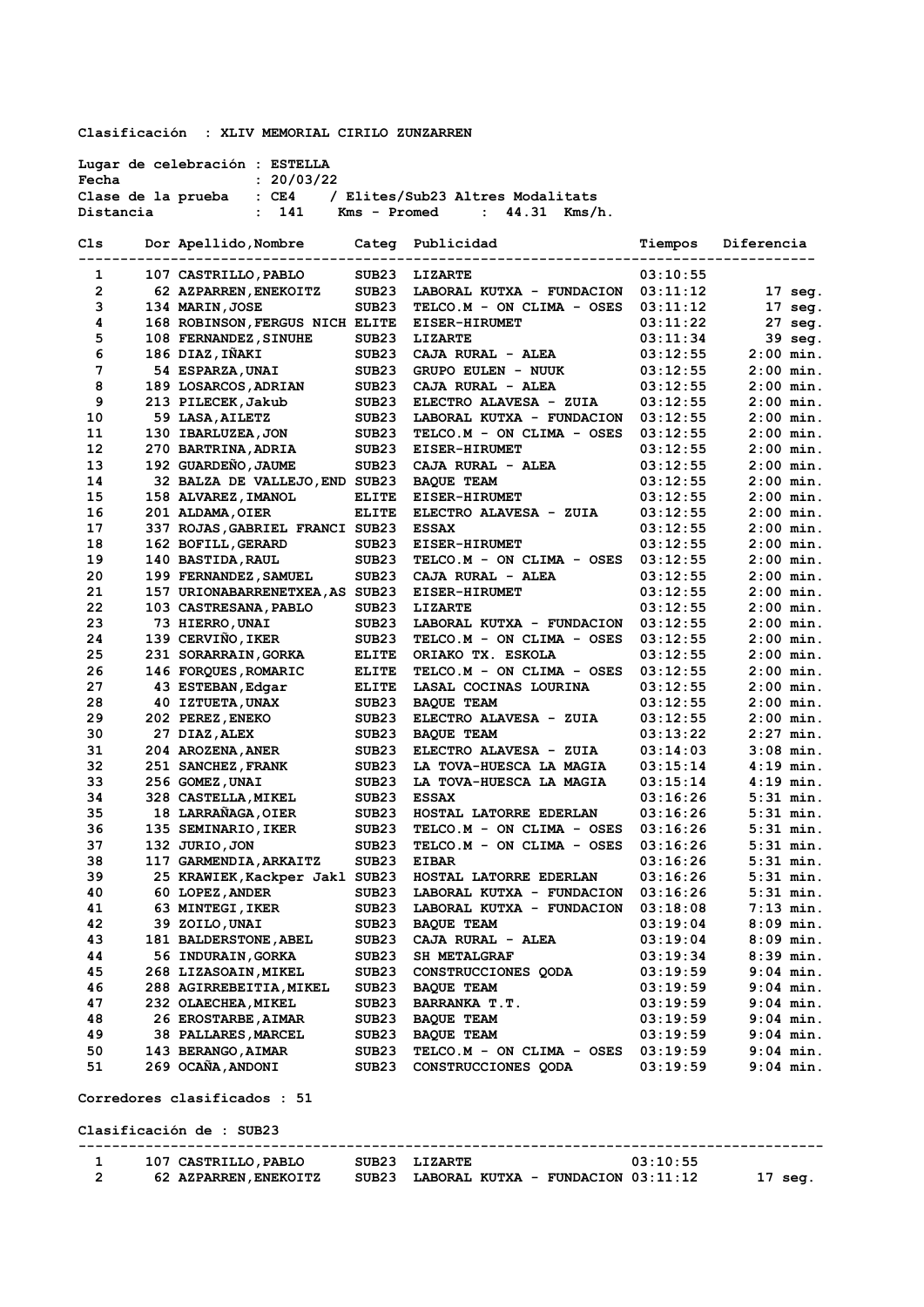**Clasificación : XLIV MEMORIAL CIRILO ZUNZARREN**

**Lugar de celebración : ESTELLA**
**Fecha : 20/03/22**
**Clase de la prueba : CE4 / Elites/Sub23 Altres Modalitats**
**Distancia : 141 Kms - Promed : 44.31 Kms/h.**

| Cls | Dor | Apellido,Nombre | Categ | Publicidad | Tiempos | Diferencia |
|---|---|---|---|---|---|---|
| 1 | 107 | CASTRILLO,PABLO | SUB23 | LIZARTE | 03:10:55 | |
| 2 | 62 | AZPARREN,ENEKOITZ | SUB23 | LABORAL KUTXA - FUNDACION | 03:11:12 | 17 seg. |
| 3 | 134 | MARIN,JOSE | SUB23 | TELCO.M - ON CLIMA - OSES | 03:11:12 | 17 seg. |
| 4 | 168 | ROBINSON,FERGUS NICH | ELITE | EISER-HIRUMET | 03:11:22 | 27 seg. |
| 5 | 108 | FERNANDEZ,SINUHE | SUB23 | LIZARTE | 03:11:34 | 39 seg. |
| 6 | 186 | DIAZ,IÑAKI | SUB23 | CAJA RURAL - ALEA | 03:12:55 | 2:00 min. |
| 7 | 54 | ESPARZA,UNAI | SUB23 | GRUPO EULEN - NUUK | 03:12:55 | 2:00 min. |
| 8 | 189 | LOSARCOS,ADRIAN | SUB23 | CAJA RURAL - ALEA | 03:12:55 | 2:00 min. |
| 9 | 213 | PILECEK,Jakub | SUB23 | ELECTRO ALAVESA - ZUIA | 03:12:55 | 2:00 min. |
| 10 | 59 | LASA,AILETZ | SUB23 | LABORAL KUTXA - FUNDACION | 03:12:55 | 2:00 min. |
| 11 | 130 | IBARLUZEA,JON | SUB23 | TELCO.M - ON CLIMA - OSES | 03:12:55 | 2:00 min. |
| 12 | 270 | BARTRINA,ADRIA | SUB23 | EISER-HIRUMET | 03:12:55 | 2:00 min. |
| 13 | 192 | GUARDEÑO,JAUME | SUB23 | CAJA RURAL - ALEA | 03:12:55 | 2:00 min. |
| 14 | 32 | BALZA DE VALLEJO,END | SUB23 | BAQUE TEAM | 03:12:55 | 2:00 min. |
| 15 | 158 | ALVAREZ,IMANOL | ELITE | EISER-HIRUMET | 03:12:55 | 2:00 min. |
| 16 | 201 | ALDAMA,OIER | ELITE | ELECTRO ALAVESA - ZUIA | 03:12:55 | 2:00 min. |
| 17 | 337 | ROJAS,GABRIEL FRANCI | SUB23 | ESSAX | 03:12:55 | 2:00 min. |
| 18 | 162 | BOFILL,GERARD | SUB23 | EISER-HIRUMET | 03:12:55 | 2:00 min. |
| 19 | 140 | BASTIDA,RAUL | SUB23 | TELCO.M - ON CLIMA - OSES | 03:12:55 | 2:00 min. |
| 20 | 199 | FERNANDEZ,SAMUEL | SUB23 | CAJA RURAL - ALEA | 03:12:55 | 2:00 min. |
| 21 | 157 | URIONABARRENETXEA,AS | SUB23 | EISER-HIRUMET | 03:12:55 | 2:00 min. |
| 22 | 103 | CASTRESANA,PABLO | SUB23 | LIZARTE | 03:12:55 | 2:00 min. |
| 23 | 73 | HIERRO,UNAI | SUB23 | LABORAL KUTXA - FUNDACION | 03:12:55 | 2:00 min. |
| 24 | 139 | CERVIÑO,IKER | SUB23 | TELCO.M - ON CLIMA - OSES | 03:12:55 | 2:00 min. |
| 25 | 231 | SORARRAIN,GORKA | ELITE | ORIAKO TX. ESKOLA | 03:12:55 | 2:00 min. |
| 26 | 146 | FORQUES,ROMARIC | ELITE | TELCO.M - ON CLIMA - OSES | 03:12:55 | 2:00 min. |
| 27 | 43 | ESTEBAN,Edgar | ELITE | LASAL COCINAS LOURINA | 03:12:55 | 2:00 min. |
| 28 | 40 | IZTUETA,UNAX | SUB23 | BAQUE TEAM | 03:12:55 | 2:00 min. |
| 29 | 202 | PEREZ,ENEKO | SUB23 | ELECTRO ALAVESA - ZUIA | 03:12:55 | 2:00 min. |
| 30 | 27 | DIAZ,ALEX | SUB23 | BAQUE TEAM | 03:13:22 | 2:27 min. |
| 31 | 204 | AROZENA,ANER | SUB23 | ELECTRO ALAVESA - ZUIA | 03:14:03 | 3:08 min. |
| 32 | 251 | SANCHEZ,FRANK | SUB23 | LA TOVA-HUESCA LA MAGIA | 03:15:14 | 4:19 min. |
| 33 | 256 | GOMEZ,UNAI | SUB23 | LA TOVA-HUESCA LA MAGIA | 03:15:14 | 4:19 min. |
| 34 | 328 | CASTELLA,MIKEL | SUB23 | ESSAX | 03:16:26 | 5:31 min. |
| 35 | 18 | LARRAÑAGA,OIER | SUB23 | HOSTAL LATORRE EDERLAN | 03:16:26 | 5:31 min. |
| 36 | 135 | SEMINARIO,IKER | SUB23 | TELCO.M - ON CLIMA - OSES | 03:16:26 | 5:31 min. |
| 37 | 132 | JURIO,JON | SUB23 | TELCO.M - ON CLIMA - OSES | 03:16:26 | 5:31 min. |
| 38 | 117 | GARMENDIA,ARKAITZ | SUB23 | EIBAR | 03:16:26 | 5:31 min. |
| 39 | 25 | KRAWIEK,Kackper Jakl | SUB23 | HOSTAL LATORRE EDERLAN | 03:16:26 | 5:31 min. |
| 40 | 60 | LOPEZ,ANDER | SUB23 | LABORAL KUTXA - FUNDACION | 03:16:26 | 5:31 min. |
| 41 | 63 | MINTEGI,IKER | SUB23 | LABORAL KUTXA - FUNDACION | 03:18:08 | 7:13 min. |
| 42 | 39 | ZOILO,UNAI | SUB23 | BAQUE TEAM | 03:19:04 | 8:09 min. |
| 43 | 181 | BALDERSTONE,ABEL | SUB23 | CAJA RURAL - ALEA | 03:19:04 | 8:09 min. |
| 44 | 56 | INDURAIN,GORKA | SUB23 | SH METALGRAF | 03:19:34 | 8:39 min. |
| 45 | 268 | LIZASOAIN,MIKEL | SUB23 | CONSTRUCCIONES QODA | 03:19:59 | 9:04 min. |
| 46 | 288 | AGIRREBEITIA,MIKEL | SUB23 | BAQUE TEAM | 03:19:59 | 9:04 min. |
| 47 | 232 | OLAECHEA,MIKEL | SUB23 | BARRANKA T.T. | 03:19:59 | 9:04 min. |
| 48 | 26 | EROSTARBE,AIMAR | SUB23 | BAQUE TEAM | 03:19:59 | 9:04 min. |
| 49 | 38 | PALLARES,MARCEL | SUB23 | BAQUE TEAM | 03:19:59 | 9:04 min. |
| 50 | 143 | BERANGO,AIMAR | SUB23 | TELCO.M - ON CLIMA - OSES | 03:19:59 | 9:04 min. |
| 51 | 269 | OCAÑA,ANDONI | SUB23 | CONSTRUCCIONES QODA | 03:19:59 | 9:04 min. |

**Corredores clasificados : 51**

**Clasificación de : SUB23**

| Cls | Dor | Apellido,Nombre | Categ | Publicidad | Tiempos | Diferencia |
|---|---|---|---|---|---|---|
| 1 | 107 | CASTRILLO,PABLO | SUB23 | LIZARTE | 03:10:55 | |
| 2 | 62 | AZPARREN,ENEKOITZ | SUB23 | LABORAL KUTXA - FUNDACION | 03:11:12 | 17 seg. |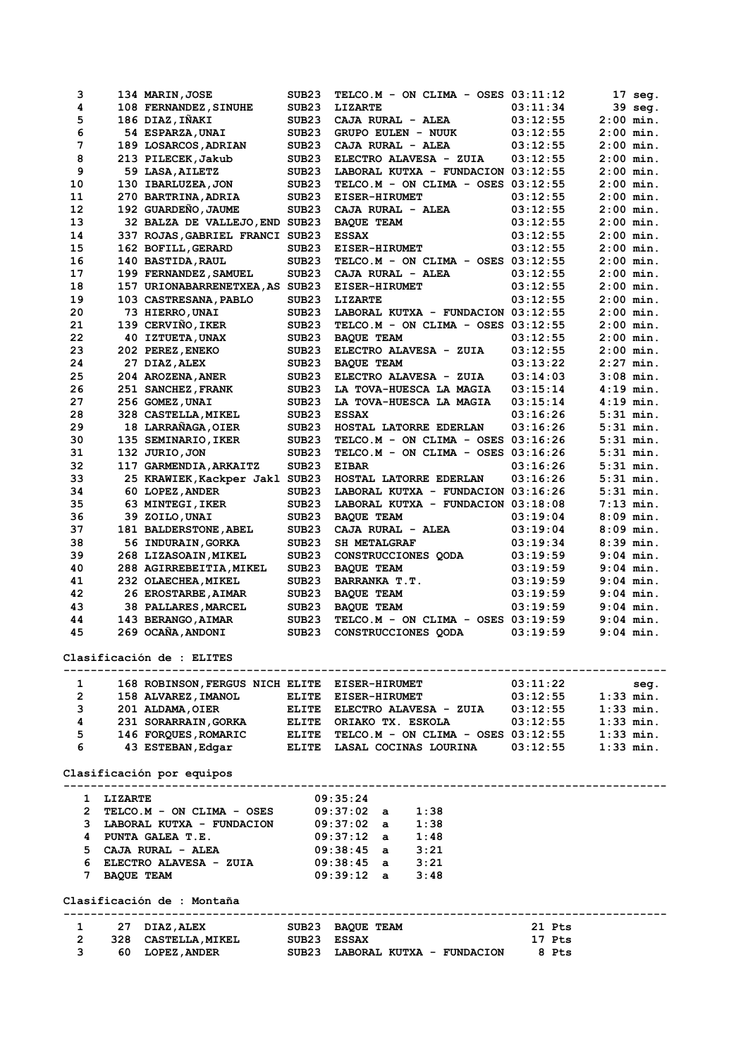| Pos. | Dorsal | Nombre | Cat. | Equipo | Tiempo | Dif. |
|---|---|---|---|---|---|---|
| 3 | 134 | MARIN,JOSE | SUB23 | TELCO.M - ON CLIMA - OSES | 03:11:12 | 17 seg. |
| 4 | 108 | FERNANDEZ,SINUHE | SUB23 | LIZARTE | 03:11:34 | 39 seg. |
| 5 | 186 | DIAZ,IÑAKI | SUB23 | CAJA RURAL - ALEA | 03:12:55 | 2:00 min. |
| 6 | 54 | ESPARZA,UNAI | SUB23 | GRUPO EULEN - NUUK | 03:12:55 | 2:00 min. |
| 7 | 189 | LOSARCOS,ADRIAN | SUB23 | CAJA RURAL - ALEA | 03:12:55 | 2:00 min. |
| 8 | 213 | PILECEK,Jakub | SUB23 | ELECTRO ALAVESA - ZUIA | 03:12:55 | 2:00 min. |
| 9 | 59 | LASA,AILETZ | SUB23 | LABORAL KUTXA - FUNDACION | 03:12:55 | 2:00 min. |
| 10 | 130 | IBARLUZEA,JON | SUB23 | TELCO.M - ON CLIMA - OSES | 03:12:55 | 2:00 min. |
| 11 | 270 | BARTRINA,ADRIA | SUB23 | EISER-HIRUMET | 03:12:55 | 2:00 min. |
| 12 | 192 | GUARDEÑO,JAUME | SUB23 | CAJA RURAL - ALEA | 03:12:55 | 2:00 min. |
| 13 | 32 | BALZA DE VALLEJO,END | SUB23 | BAQUE TEAM | 03:12:55 | 2:00 min. |
| 14 | 337 | ROJAS,GABRIEL FRANCI | SUB23 | ESSAX | 03:12:55 | 2:00 min. |
| 15 | 162 | BOFILL,GERARD | SUB23 | EISER-HIRUMET | 03:12:55 | 2:00 min. |
| 16 | 140 | BASTIDA,RAUL | SUB23 | TELCO.M - ON CLIMA - OSES | 03:12:55 | 2:00 min. |
| 17 | 199 | FERNANDEZ,SAMUEL | SUB23 | CAJA RURAL - ALEA | 03:12:55 | 2:00 min. |
| 18 | 157 | URIONABARRENETXEA,AS | SUB23 | EISER-HIRUMET | 03:12:55 | 2:00 min. |
| 19 | 103 | CASTRESANA,PABLO | SUB23 | LIZARTE | 03:12:55 | 2:00 min. |
| 20 | 73 | HIERRO,UNAI | SUB23 | LABORAL KUTXA - FUNDACION | 03:12:55 | 2:00 min. |
| 21 | 139 | CERVIÑO,IKER | SUB23 | TELCO.M - ON CLIMA - OSES | 03:12:55 | 2:00 min. |
| 22 | 40 | IZTUETA,UNAX | SUB23 | BAQUE TEAM | 03:12:55 | 2:00 min. |
| 23 | 202 | PEREZ,ENEKO | SUB23 | ELECTRO ALAVESA - ZUIA | 03:12:55 | 2:00 min. |
| 24 | 27 | DIAZ,ALEX | SUB23 | BAQUE TEAM | 03:13:22 | 2:27 min. |
| 25 | 204 | AROZENA,ANER | SUB23 | ELECTRO ALAVESA - ZUIA | 03:14:03 | 3:08 min. |
| 26 | 251 | SANCHEZ,FRANK | SUB23 | LA TOVA-HUESCA LA MAGIA | 03:15:14 | 4:19 min. |
| 27 | 256 | GOMEZ,UNAI | SUB23 | LA TOVA-HUESCA LA MAGIA | 03:15:14 | 4:19 min. |
| 28 | 328 | CASTELLA,MIKEL | SUB23 | ESSAX | 03:16:26 | 5:31 min. |
| 29 | 18 | LARRAÑAGA,OIER | SUB23 | HOSTAL LATORRE EDERLAN | 03:16:26 | 5:31 min. |
| 30 | 135 | SEMINARIO,IKER | SUB23 | TELCO.M - ON CLIMA - OSES | 03:16:26 | 5:31 min. |
| 31 | 132 | JURIO,JON | SUB23 | TELCO.M - ON CLIMA - OSES | 03:16:26 | 5:31 min. |
| 32 | 117 | GARMENDIA,ARKAITZ | SUB23 | EIBAR | 03:16:26 | 5:31 min. |
| 33 | 25 | KRAWIEK,Kackper Jakl | SUB23 | HOSTAL LATORRE EDERLAN | 03:16:26 | 5:31 min. |
| 34 | 60 | LOPEZ,ANDER | SUB23 | LABORAL KUTXA - FUNDACION | 03:16:26 | 5:31 min. |
| 35 | 63 | MINTEGI,IKER | SUB23 | LABORAL KUTXA - FUNDACION | 03:18:08 | 7:13 min. |
| 36 | 39 | ZOILO,UNAI | SUB23 | BAQUE TEAM | 03:19:04 | 8:09 min. |
| 37 | 181 | BALDERSTONE,ABEL | SUB23 | CAJA RURAL - ALEA | 03:19:04 | 8:09 min. |
| 38 | 56 | INDURAIN,GORKA | SUB23 | SH METALGRAF | 03:19:34 | 8:39 min. |
| 39 | 268 | LIZASOAIN,MIKEL | SUB23 | CONSTRUCCIONES QODA | 03:19:59 | 9:04 min. |
| 40 | 288 | AGIRREBEITIA,MIKEL | SUB23 | BAQUE TEAM | 03:19:59 | 9:04 min. |
| 41 | 232 | OLAECHEA,MIKEL | SUB23 | BARRANKA T.T. | 03:19:59 | 9:04 min. |
| 42 | 26 | EROSTARBE,AIMAR | SUB23 | BAQUE TEAM | 03:19:59 | 9:04 min. |
| 43 | 38 | PALLARES,MARCEL | SUB23 | BAQUE TEAM | 03:19:59 | 9:04 min. |
| 44 | 143 | BERANGO,AIMAR | SUB23 | TELCO.M - ON CLIMA - OSES | 03:19:59 | 9:04 min. |
| 45 | 269 | OCAÑA,ANDONI | SUB23 | CONSTRUCCIONES QODA | 03:19:59 | 9:04 min. |

## Clasificación de : ELITES

| Pos. | Dorsal | Nombre | Cat. | Equipo | Tiempo | Dif. |
|---|---|---|---|---|---|---|
| 1 | 168 | ROBINSON,FERGUS NICH | ELITE | EISER-HIRUMET | 03:11:22 | seg. |
| 2 | 158 | ALVAREZ,IMANOL | ELITE | EISER-HIRUMET | 03:12:55 | 1:33 min. |
| 3 | 201 | ALDAMA,OIER | ELITE | ELECTRO ALAVESA - ZUIA | 03:12:55 | 1:33 min. |
| 4 | 231 | SORARRAIN,GORKA | ELITE | ORIAKO TX. ESKOLA | 03:12:55 | 1:33 min. |
| 5 | 146 | FORQUES,ROMARIC | ELITE | TELCO.M - ON CLIMA - OSES | 03:12:55 | 1:33 min. |
| 6 | 43 | ESTEBAN,Edgar | ELITE | LASAL COCINAS LOURINA | 03:12:55 | 1:33 min. |

## Clasificación por equipos

| Pos. | Equipo | Tiempo | | Dif. |
|---|---|---|---|---|
| 1 | LIZARTE | 09:35:24 | | |
| 2 | TELCO.M - ON CLIMA - OSES | 09:37:02 | a | 1:38 |
| 3 | LABORAL KUTXA - FUNDACION | 09:37:02 | a | 1:38 |
| 4 | PUNTA GALEA T.E. | 09:37:12 | a | 1:48 |
| 5 | CAJA RURAL - ALEA | 09:38:45 | a | 3:21 |
| 6 | ELECTRO ALAVESA - ZUIA | 09:38:45 | a | 3:21 |
| 7 | BAQUE TEAM | 09:39:12 | a | 3:48 |

## Clasificación de : Montaña

| Pos. | Dorsal | Nombre | Cat. | Equipo | Puntos |
|---|---|---|---|---|---|
| 1 | 27 | DIAZ,ALEX | SUB23 | BAQUE TEAM | 21 Pts |
| 2 | 328 | CASTELLA,MIKEL | SUB23 | ESSAX | 17 Pts |
| 3 | 60 | LOPEZ,ANDER | SUB23 | LABORAL KUTXA - FUNDACION | 8 Pts |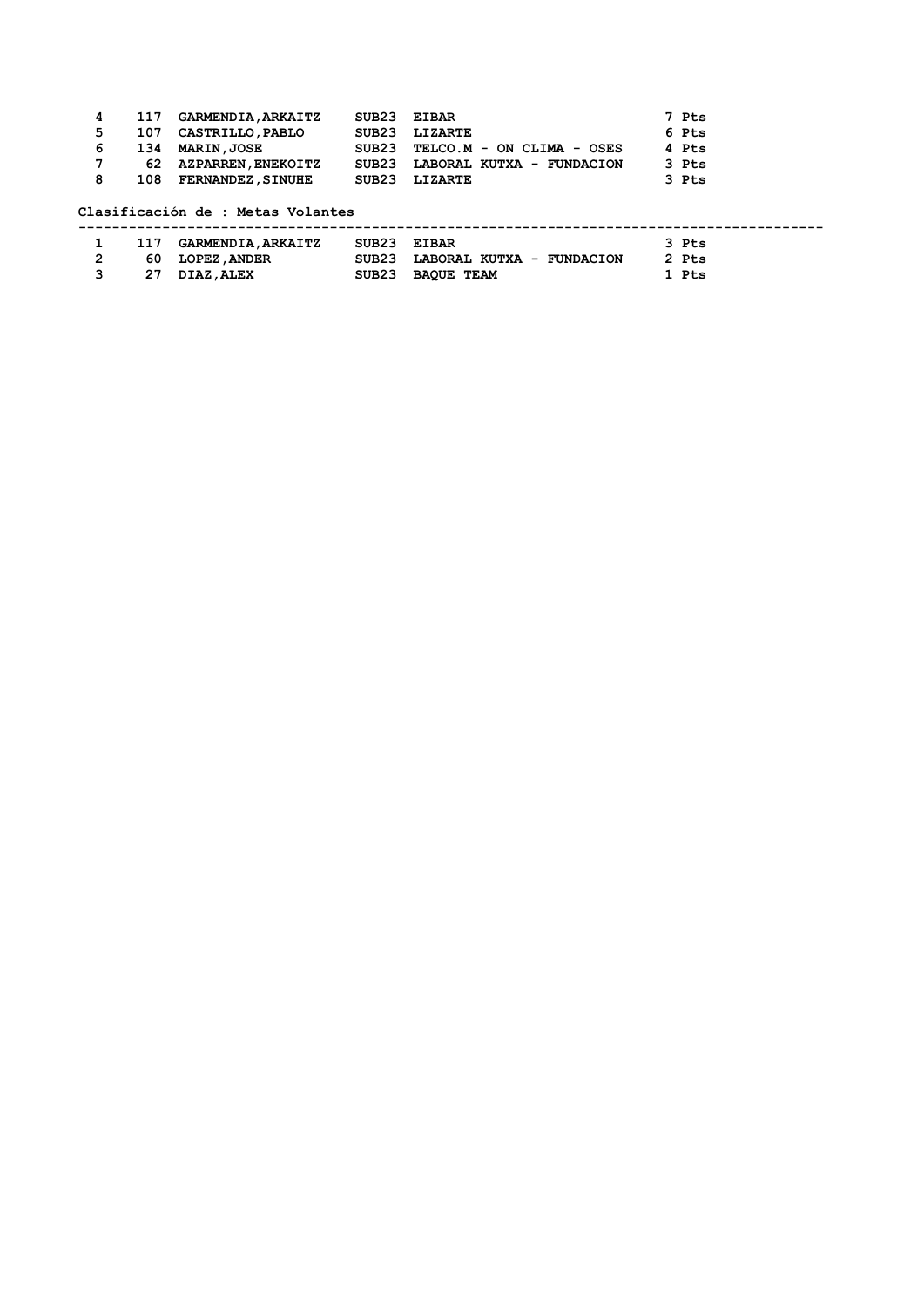| | | | | | |
|---|---|---|---|---|---|
| 4 | 117 | GARMENDIA,ARKAITZ | SUB23 | EIBAR | 7 Pts |
| 5 | 107 | CASTRILLO,PABLO | SUB23 | LIZARTE | 6 Pts |
| 6 | 134 | MARIN,JOSE | SUB23 | TELCO.M - ON CLIMA - OSES | 4 Pts |
| 7 | 62 | AZPARREN,ENEKOITZ | SUB23 | LABORAL KUTXA - FUNDACION | 3 Pts |
| 8 | 108 | FERNANDEZ,SINUHE | SUB23 | LIZARTE | 3 Pts |

**Clasificación de : Metas Volantes**

| | | | | | |
|---|---|---|---|---|---|
| 1 | 117 | GARMENDIA,ARKAITZ | SUB23 | EIBAR | 3 Pts |
| 2 | 60 | LOPEZ,ANDER | SUB23 | LABORAL KUTXA - FUNDACION | 2 Pts |
| 3 | 27 | DIAZ,ALEX | SUB23 | BAQUE TEAM | 1 Pts |